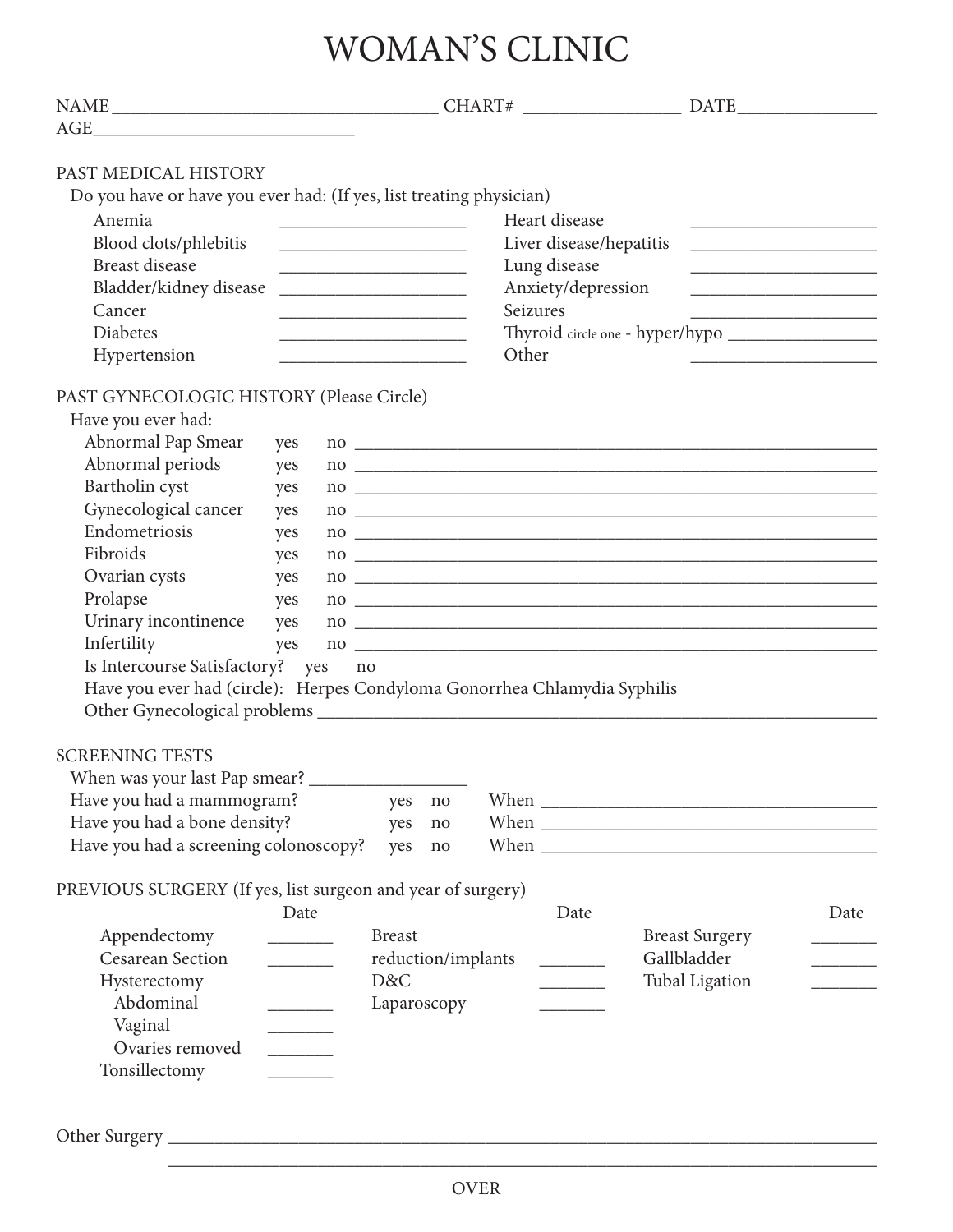# WOMAN'S CLINIC

NAME ______________________ CHART# ____________ DATE __________

AGE ______________________

## PAST MEDICAL HISTORY

Do you have or have you ever had: (If yes, list treating physician)

| | | | |
|---|---|---|---|
| Anemia | ____________ | Heart disease | ____________ |
| Blood clots/phlebitis | ____________ | Liver disease/hepatitis | ____________ |
| Breast disease | ____________ | Lung disease | ____________ |
| Bladder/kidney disease | ____________ | Anxiety/depression | ____________ |
| Cancer | ____________ | Seizures | ____________ |
| Diabetes | ____________ | Thyroid circle one - hyper/hypo | ____________ |
| Hypertension | ____________ | Other | ____________ |

## PAST GYNECOLOGIC HISTORY (Please Circle)

Have you ever had:

| | | | |
|---|---|---|---|
| Abnormal Pap Smear | yes | no | ____________ |
| Abnormal periods | yes | no | ____________ |
| Bartholin cyst | yes | no | ____________ |
| Gynecological cancer | yes | no | ____________ |
| Endometriosis | yes | no | ____________ |
| Fibroids | yes | no | ____________ |
| Ovarian cysts | yes | no | ____________ |
| Prolapse | yes | no | ____________ |
| Urinary incontinence | yes | no | ____________ |
| Infertility | yes | no | ____________ |

Is Intercourse Satisfactory? yes no

Have you ever had (circle): Herpes Condyloma Gonorrhea Chlamydia Syphilis

Other Gynecological problems ______________________

## SCREENING TESTS

When was your last Pap smear? ____________

| | | | |
|---|---|---|---|
| Have you had a mammogram? | yes | no | When ____________ |
| Have you had a bone density? | yes | no | When ____________ |
| Have you had a screening colonoscopy? | yes | no | When ____________ |

## PREVIOUS SURGERY (If yes, list surgeon and year of surgery)

| | Date | | Date | | Date |
|---|---|---|---|---|---|
| Appendectomy | _______ | Breast reduction/implants | _______ | Breast Surgery | _______ |
| Cesarean Section | _______ | D&C | _______ | Gallbladder | _______ |
| Hysterectomy | | Laparoscopy | _______ | Tubal Ligation | _______ |
| Abdominal | _______ | | | | |
| Vaginal | _______ | | | | |
| Ovaries removed | _______ | | | | |
| Tonsillectomy | _______ | | | | |

Other Surgery ______________________________________________

______________________________________________

OVER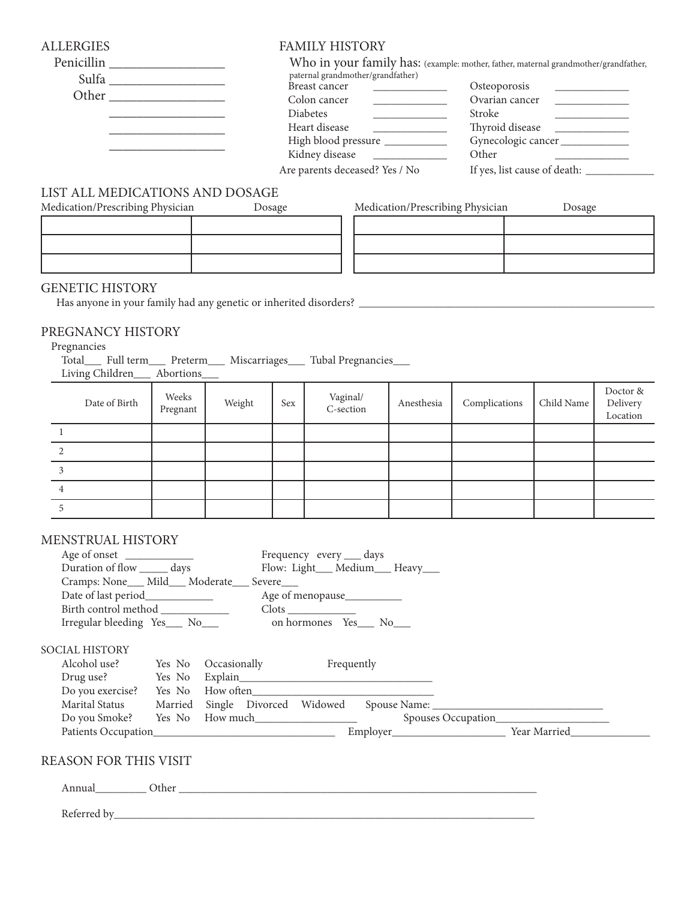## ALLERGIES

Penicillin __________________

Sulfa __________________

Other __________________

__________________

__________________

__________________

## FAMILY HISTORY

Who in your family has: (example: mother, father, maternal grandmother/grandfather, paternal grandmother/grandfather)

| | | | |
|---|---|---|---|
| Breast cancer | _____________ | Osteoporosis | _____________ |
| Colon cancer | _____________ | Ovarian cancer | _____________ |
| Diabetes | _____________ | Stroke | _____________ |
| Heart disease | _____________ | Thyroid disease | _____________ |
| High blood pressure | ___________ | Gynecologic cancer | ____________ |
| Kidney disease | _____________ | Other | _____________ |

Are parents deceased? Yes / No    If yes, list cause of death: ____________

## LIST ALL MEDICATIONS AND DOSAGE

| Medication/Prescribing Physician | Dosage | Medication/Prescribing Physician | Dosage |
|---|---|---|---|
| | | | |
| | | | |
| | | | |

## GENETIC HISTORY

Has anyone in your family had any genetic or inherited disorders? ____________________________________________________

## PREGNANCY HISTORY

Pregnancies

Total___ Full term___ Preterm___ Miscarriages___ Tubal Pregnancies___

Living Children___ Abortions___

| Date of Birth | Weeks Pregnant | Weight | Sex | Vaginal/ C-section | Anesthesia | Complications | Child Name | Doctor & Delivery Location |
|---|---|---|---|---|---|---|---|---|
| 1 | | | | | | | | |
| 2 | | | | | | | | |
| 3 | | | | | | | | |
| 4 | | | | | | | | |
| 5 | | | | | | | | |

## MENSTRUAL HISTORY

Age of onset ____________    Frequency every ___ days

Duration of flow _____ days    Flow: Light___ Medium___ Heavy___

Cramps: None___ Mild___ Moderate___ Severe___

Date of last period____________    Age of menopause__________

Birth control method ____________    Clots ____________

Irregular bleeding Yes___ No___    on hormones Yes___ No___

## SOCIAL HISTORY

Alcohol use? Yes No Occasionally Frequently

Drug use? Yes No Explain__________________________________

Do you exercise? Yes No How often________________________________

Marital Status Married Single Divorced Widowed Spouse Name: ______________________________

Do you Smoke? Yes No How much__________________ Spouses Occupation____________________

Patients Occupation________________________________ Employer____________________ Year Married______________

## REASON FOR THIS VISIT

Annual_________ Other ____________________________________________________________________

Referred by____________________________________________________________________________